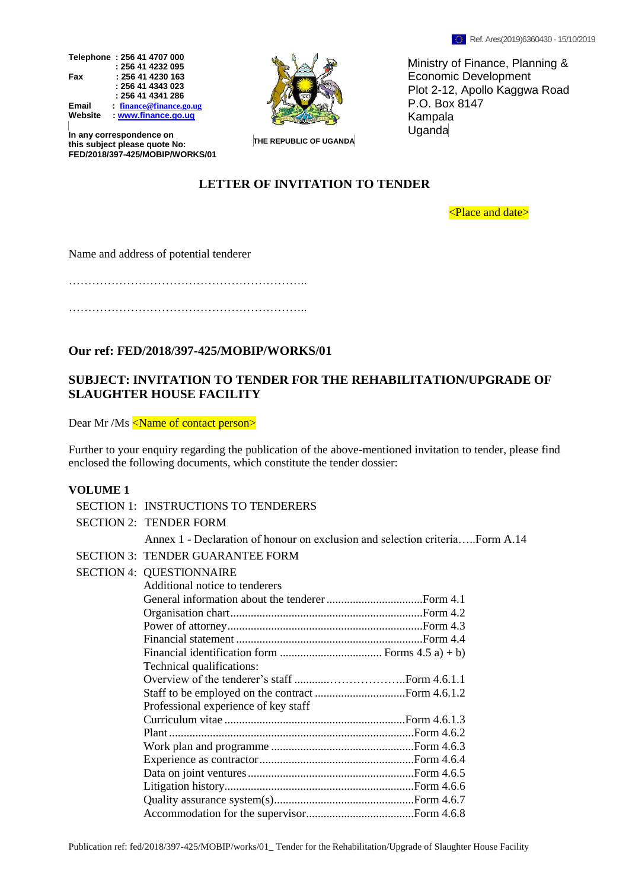Ref. Ares(2019)6360430 - 15/10/2019

**Telephone : 256 41 4707 000**
**: 256 41 4232 095**
**Fax : 256 41 4230 163**
**: 256 41 4343 023**
**: 256 41 4341 286**
**Email : finance@finance.go.ug**
**Website : www.finance.go.ug**

**In any correspondence on this subject please quote No: FED/2018/397-425/MOBIP/WORKS/01**

**THE REPUBLIC OF UGANDA**

Ministry of Finance, Planning & Economic Development
Plot 2-12, Apollo Kaggwa Road
P.O. Box 8147
Kampala
Uganda

## LETTER OF INVITATION TO TENDER

<Place and date>

Name and address of potential tenderer

……………………………………………………..

……………………………………………………..

**Our ref: FED/2018/397-425/MOBIP/WORKS/01**

**SUBJECT: INVITATION TO TENDER FOR THE REHABILITATION/UPGRADE OF SLAUGHTER HOUSE FACILITY**

Dear Mr /Ms <Name of contact person>

Further to your enquiry regarding the publication of the above-mentioned invitation to tender, please find enclosed the following documents, which constitute the tender dossier:

**VOLUME 1**

SECTION 1: INSTRUCTIONS TO TENDERERS

SECTION 2: TENDER FORM

Annex 1 - Declaration of honour on exclusion and selection criteria…..Form A.14

SECTION 3: TENDER GUARANTEE FORM

SECTION 4: QUESTIONNAIRE

Additional notice to tenderers
General information about the tenderer ................................Form 4.1
Organisation chart.................................................................Form 4.2
Power of attorney..................................................................Form 4.3
Financial statement ...............................................................Form 4.4
Financial identification form .................................. Forms 4.5 a) + b)
Technical qualifications:
Overview of the tenderer's staff ...........………………..Form 4.6.1.1
Staff to be employed on the contract ..............................Form 4.6.1.2
Professional experience of key staff
Curriculum vitae .............................................................Form 4.6.1.3
Plant ..................................................................................Form 4.6.2
Work plan and programme ................................................Form 4.6.3
Experience as contractor ....................................................Form 4.6.4
Data on joint ventures ........................................................Form 4.6.5
Litigation history................................................................Form 4.6.6
Quality assurance system(s)...............................................Form 4.6.7
Accommodation for the supervisor....................................Form 4.6.8

Publication ref: fed/2018/397-425/MOBIP/works/01_ Tender for the Rehabilitation/Upgrade of Slaughter House Facility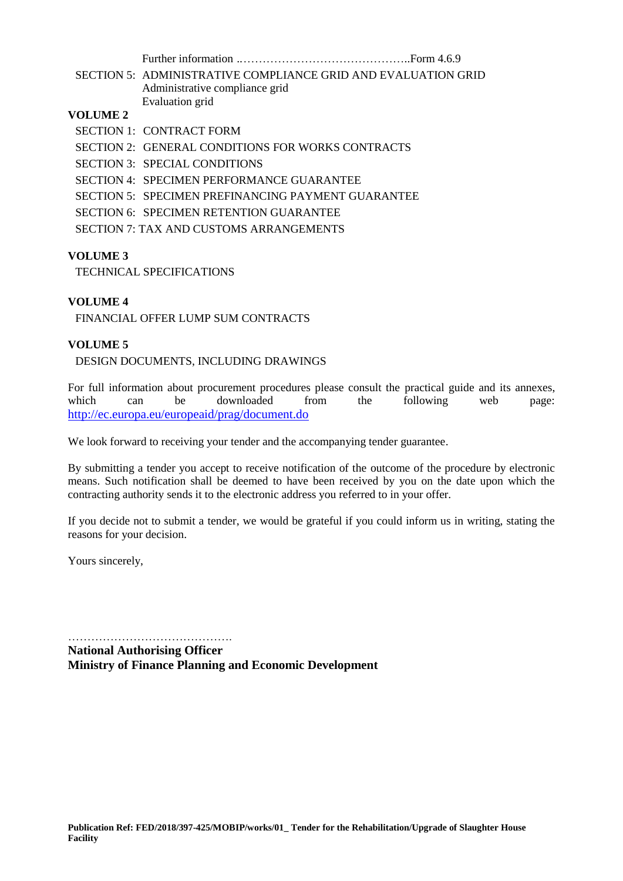Further information ..……………………………………..Form 4.6.9

SECTION 5: ADMINISTRATIVE COMPLIANCE GRID AND EVALUATION GRID
Administrative compliance grid
Evaluation grid

**VOLUME 2**

SECTION 1: CONTRACT FORM

SECTION 2: GENERAL CONDITIONS FOR WORKS CONTRACTS

SECTION 3: SPECIAL CONDITIONS

SECTION 4: SPECIMEN PERFORMANCE GUARANTEE

SECTION 5: SPECIMEN PREFINANCING PAYMENT GUARANTEE

SECTION 6: SPECIMEN RETENTION GUARANTEE

SECTION 7: TAX AND CUSTOMS ARRANGEMENTS

**VOLUME 3**

TECHNICAL SPECIFICATIONS

**VOLUME 4**

FINANCIAL OFFER LUMP SUM CONTRACTS

**VOLUME 5**

DESIGN DOCUMENTS, INCLUDING DRAWINGS

For full information about procurement procedures please consult the practical guide and its annexes, which can be downloaded from the following web page: http://ec.europa.eu/europeaid/prag/document.do

We look forward to receiving your tender and the accompanying tender guarantee.

By submitting a tender you accept to receive notification of the outcome of the procedure by electronic means. Such notification shall be deemed to have been received by you on the date upon which the contracting authority sends it to the electronic address you referred to in your offer.

If you decide not to submit a tender, we would be grateful if you could inform us in writing, stating the reasons for your decision.

Yours sincerely,

…………………………………….

**National Authorising Officer**
**Ministry of Finance Planning and Economic Development**